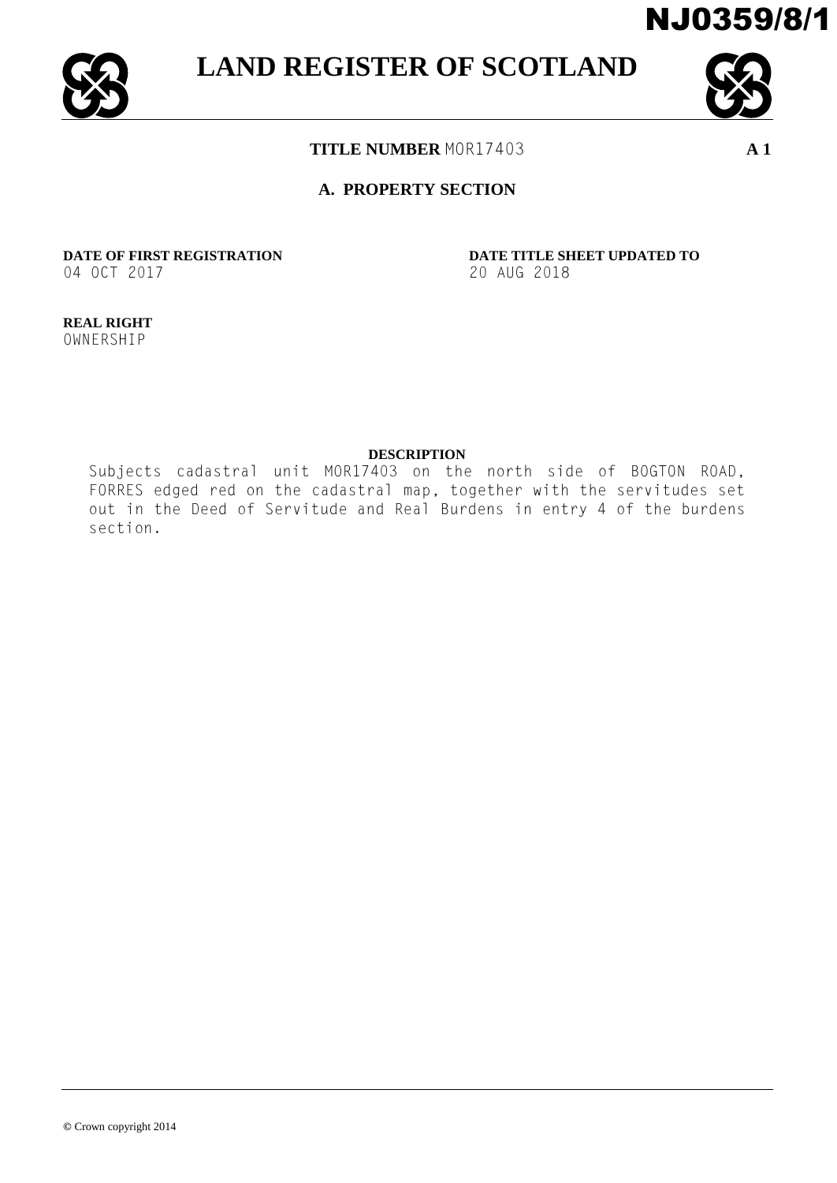NJ0359/8/1

# LAND REGISTER OF SCOTLAND

**TITLE NUMBER** MOR17403 **A 1**

## A. PROPERTY SECTION

**DATE OF FIRST REGISTRATION**
04 OCT 2017

**DATE TITLE SHEET UPDATED TO**
20 AUG 2018

**REAL RIGHT**
OWNERSHIP

**DESCRIPTION**

Subjects cadastral unit MOR17403 on the north side of BOGTON ROAD, FORRES edged red on the cadastral map, together with the servitudes set out in the Deed of Servitude and Real Burdens in entry 4 of the burdens section.

© Crown copyright 2014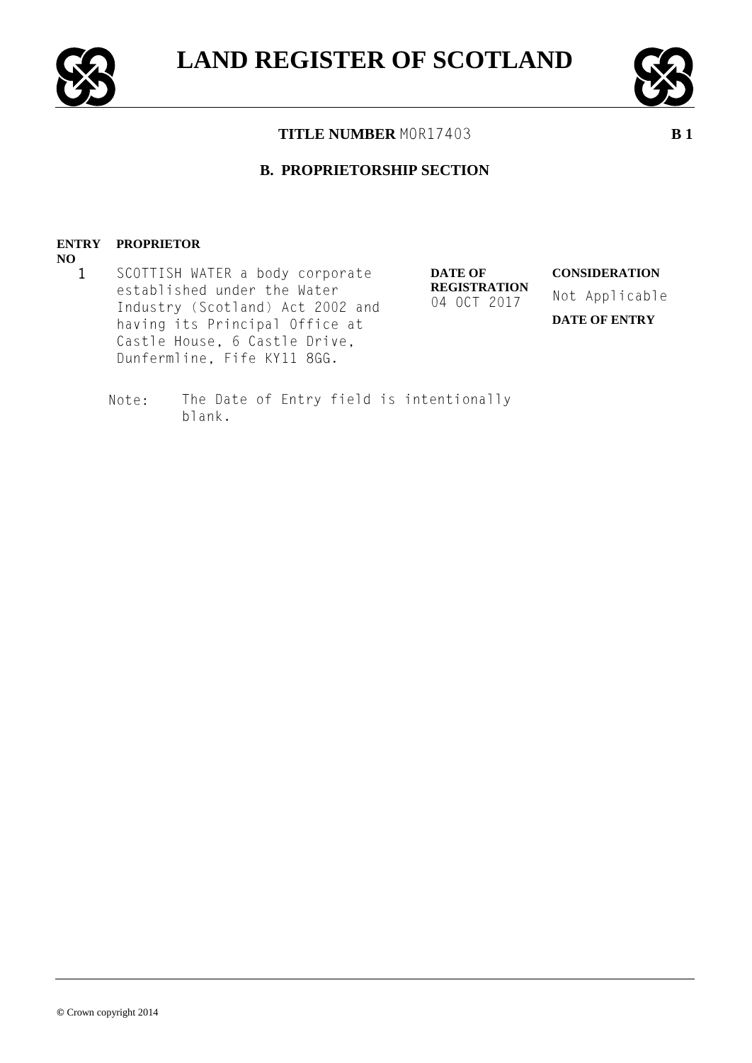# LAND REGISTER OF SCOTLAND

**TITLE NUMBER** MOR17403 **B 1**

## B. PROPRIETORSHIP SECTION

| ENTRY NO | PROPRIETOR | DATE OF REGISTRATION | CONSIDERATION |
| --- | --- | --- | --- |
| 1 | SCOTTISH WATER a body corporate established under the Water Industry (Scotland) Act 2002 and having its Principal Office at Castle House, 6 Castle Drive, Dunfermline, Fife KY11 8GG. | 04 OCT 2017 | Not Applicable<br>**DATE OF ENTRY** |

Note: The Date of Entry field is intentionally blank.

© Crown copyright 2014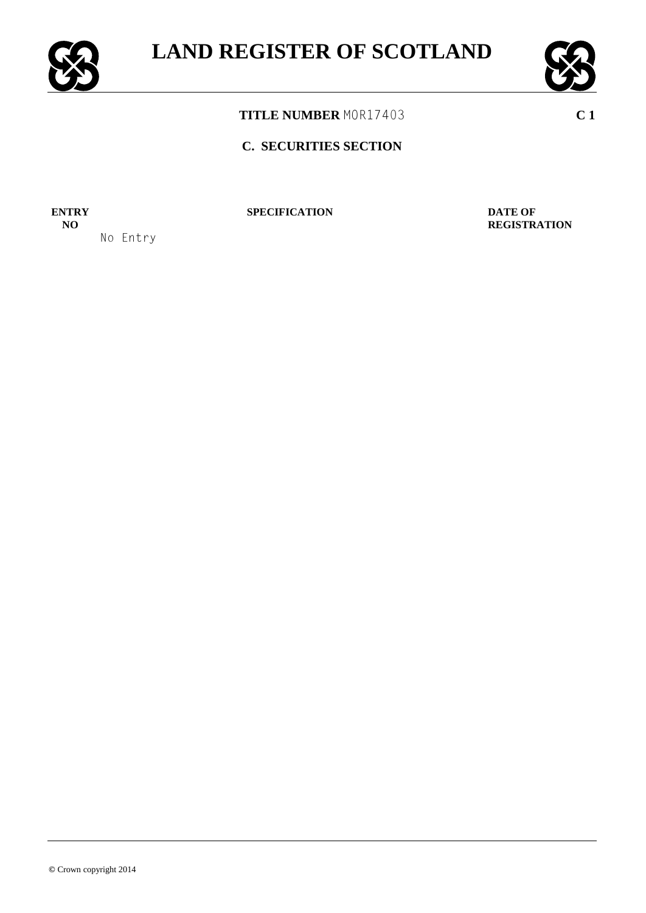# LAND REGISTER OF SCOTLAND

**TITLE NUMBER** MOR17403 **C 1**

## C. SECURITIES SECTION

| ENTRY NO | SPECIFICATION | DATE OF REGISTRATION |
|---|---|---|
| No Entry | | |

© Crown copyright 2014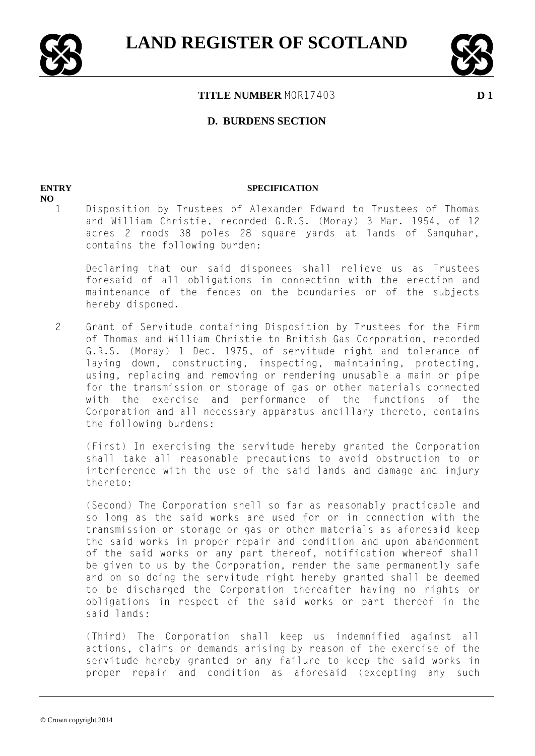# LAND REGISTER OF SCOTLAND

**TITLE NUMBER** MOR17403 **D 1**

## D. BURDENS SECTION

**ENTRY NO** | **SPECIFICATION**

1 Disposition by Trustees of Alexander Edward to Trustees of Thomas and William Christie, recorded G.R.S. (Moray) 3 Mar. 1954, of 12 acres 2 roods 38 poles 28 square yards at lands of Sanquhar, contains the following burden:

Declaring that our said disponees shall relieve us as Trustees foresaid of all obligations in connection with the erection and maintenance of the fences on the boundaries or of the subjects hereby disponed.

2 Grant of Servitude containing Disposition by Trustees for the Firm of Thomas and William Christie to British Gas Corporation, recorded G.R.S. (Moray) 1 Dec. 1975, of servitude right and tolerance of laying down, constructing, inspecting, maintaining, protecting, using, replacing and removing or rendering unusable a main or pipe for the transmission or storage of gas or other materials connected with the exercise and performance of the functions of the Corporation and all necessary apparatus ancillary thereto, contains the following burdens:

(First) In exercising the servitude hereby granted the Corporation shall take all reasonable precautions to avoid obstruction to or interference with the use of the said lands and damage and injury thereto:

(Second) The Corporation shell so far as reasonably practicable and so long as the said works are used for or in connection with the transmission or storage or gas or other materials as aforesaid keep the said works in proper repair and condition and upon abandonment of the said works or any part thereof, notification whereof shall be given to us by the Corporation, render the same permanently safe and on so doing the servitude right hereby granted shall be deemed to be discharged the Corporation thereafter having no rights or obligations in respect of the said works or part thereof in the said lands:

(Third) The Corporation shall keep us indemnified against all actions, claims or demands arising by reason of the exercise of the servitude hereby granted or any failure to keep the said works in proper repair and condition as aforesaid (excepting any such

© Crown copyright 2014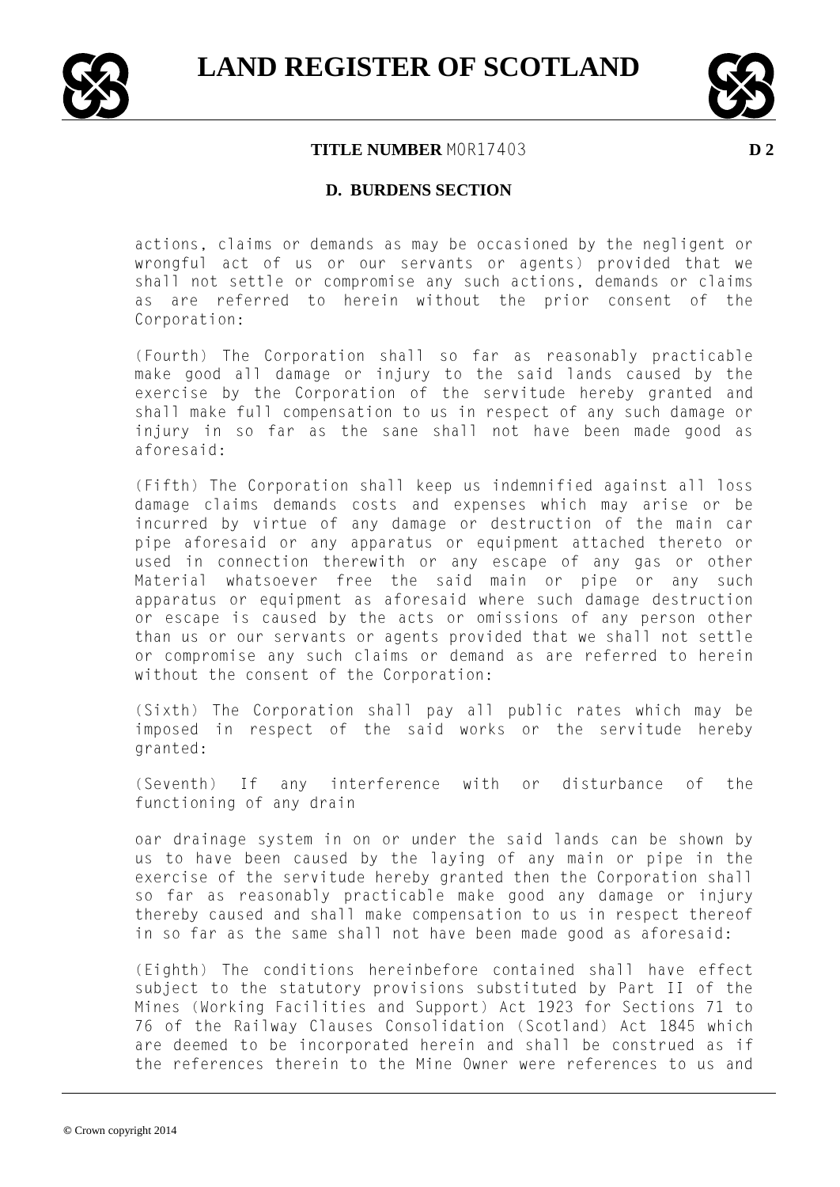**TITLE NUMBER** MOR17403 **D 2**

## D. BURDENS SECTION

actions, claims or demands as may be occasioned by the negligent or wrongful act of us or our servants or agents) provided that we shall not settle or compromise any such actions, demands or claims as are referred to herein without the prior consent of the Corporation:

(Fourth) The Corporation shall so far as reasonably practicable make good all damage or injury to the said lands caused by the exercise by the Corporation of the servitude hereby granted and shall make full compensation to us in respect of any such damage or injury in so far as the sane shall not have been made good as aforesaid:

(Fifth) The Corporation shall keep us indemnified against all loss damage claims demands costs and expenses which may arise or be incurred by virtue of any damage or destruction of the main car pipe aforesaid or any apparatus or equipment attached thereto or used in connection therewith or any escape of any gas or other Material whatsoever free the said main or pipe or any such apparatus or equipment as aforesaid where such damage destruction or escape is caused by the acts or omissions of any person other than us or our servants or agents provided that we shall not settle or compromise any such claims or demand as are referred to herein without the consent of the Corporation:

(Sixth) The Corporation shall pay all public rates which may be imposed in respect of the said works or the servitude hereby granted:

(Seventh) If any interference with or disturbance of the functioning of any drain

oar drainage system in on or under the said lands can be shown by us to have been caused by the laying of any main or pipe in the exercise of the servitude hereby granted then the Corporation shall so far as reasonably practicable make good any damage or injury thereby caused and shall make compensation to us in respect thereof in so far as the same shall not have been made good as aforesaid:

(Eighth) The conditions hereinbefore contained shall have effect subject to the statutory provisions substituted by Part II of the Mines (Working Facilities and Support) Act 1923 for Sections 71 to 76 of the Railway Clauses Consolidation (Scotland) Act 1845 which are deemed to be incorporated herein and shall be construed as if the references therein to the Mine Owner were references to us and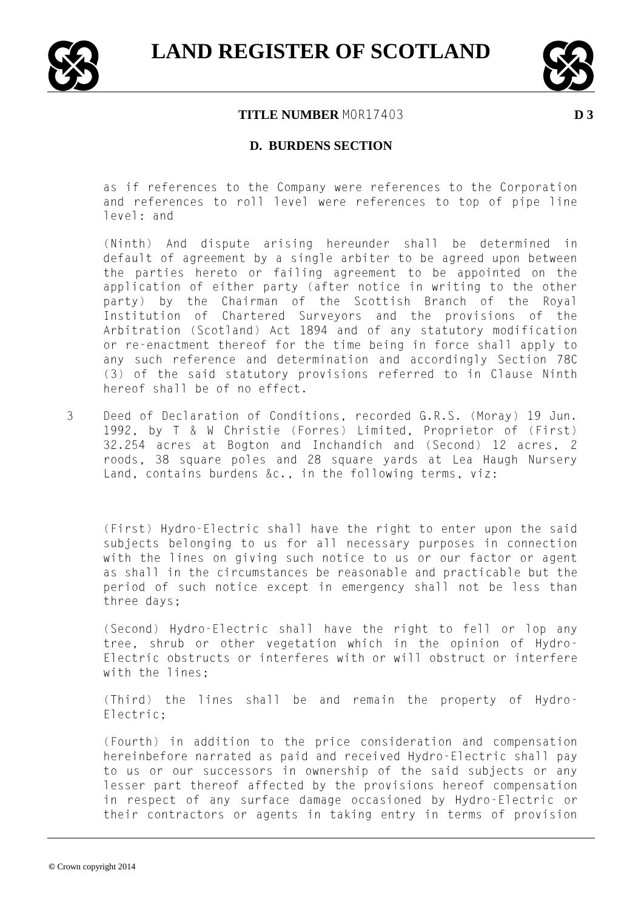# LAND REGISTER OF SCOTLAND

**TITLE NUMBER** MOR17403 **D 3**

## D. BURDENS SECTION

as if references to the Company were references to the Corporation and references to roll level were references to top of pipe line level: and

(Ninth) And dispute arising hereunder shall be determined in default of agreement by a single arbiter to be agreed upon between the parties hereto or failing agreement to be appointed on the application of either party (after notice in writing to the other party) by the Chairman of the Scottish Branch of the Royal Institution of Chartered Surveyors and the provisions of the Arbitration (Scotland) Act 1894 and of any statutory modification or re-enactment thereof for the time being in force shall apply to any such reference and determination and accordingly Section 78C (3) of the said statutory provisions referred to in Clause Ninth hereof shall be of no effect.

3 Deed of Declaration of Conditions, recorded G.R.S. (Moray) 19 Jun. 1992, by T & W Christie (Forres) Limited, Proprietor of (First) 32.254 acres at Bogton and Inchandich and (Second) 12 acres, 2 roods, 38 square poles and 28 square yards at Lea Haugh Nursery Land, contains burdens &c., in the following terms, viz:

(First) Hydro-Electric shall have the right to enter upon the said subjects belonging to us for all necessary purposes in connection with the lines on giving such notice to us or our factor or agent as shall in the circumstances be reasonable and practicable but the period of such notice except in emergency shall not be less than three days;

(Second) Hydro-Electric shall have the right to fell or lop any tree, shrub or other vegetation which in the opinion of Hydro-Electric obstructs or interferes with or will obstruct or interfere with the lines;

(Third) the lines shall be and remain the property of Hydro-Electric;

(Fourth) in addition to the price consideration and compensation hereinbefore narrated as paid and received Hydro-Electric shall pay to us or our successors in ownership of the said subjects or any lesser part thereof affected by the provisions hereof compensation in respect of any surface damage occasioned by Hydro-Electric or their contractors or agents in taking entry in terms of provision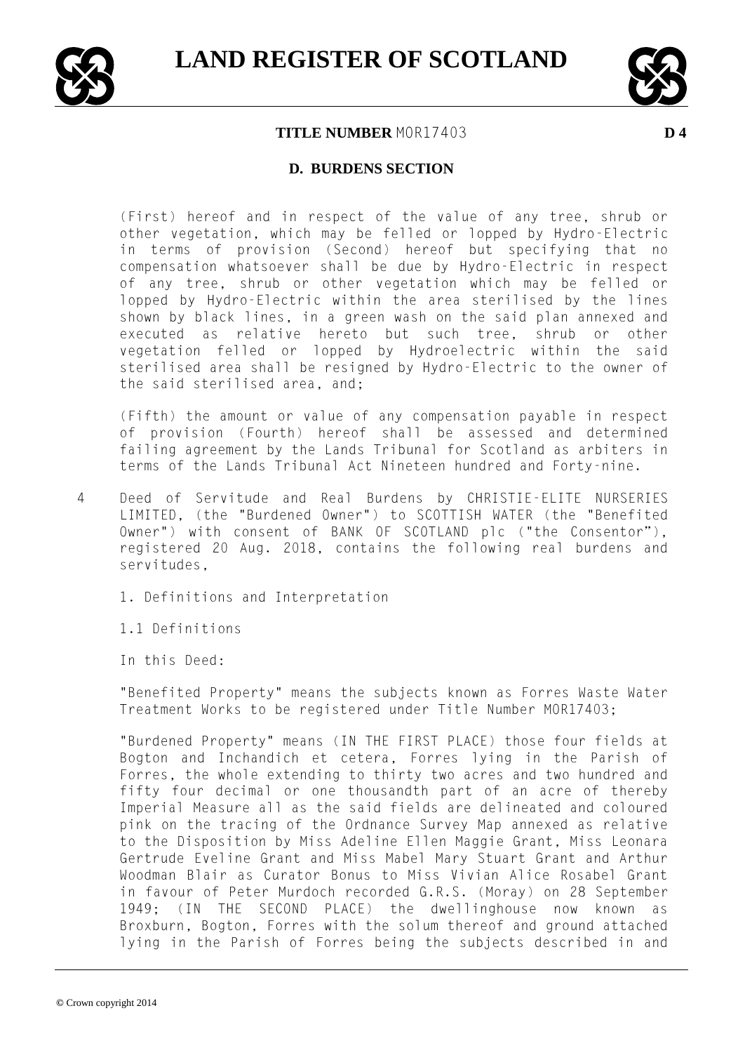# LAND REGISTER OF SCOTLAND

**TITLE NUMBER** MOR17403 **D 4**

## D. BURDENS SECTION

(First) hereof and in respect of the value of any tree, shrub or other vegetation, which may be felled or lopped by Hydro-Electric in terms of provision (Second) hereof but specifying that no compensation whatsoever shall be due by Hydro-Electric in respect of any tree, shrub or other vegetation which may be felled or lopped by Hydro-Electric within the area sterilised by the lines shown by black lines, in a green wash on the said plan annexed and executed as relative hereto but such tree, shrub or other vegetation felled or lopped by Hydroelectric within the said sterilised area shall be resigned by Hydro-Electric to the owner of the said sterilised area, and;

(Fifth) the amount or value of any compensation payable in respect of provision (Fourth) hereof shall be assessed and determined failing agreement by the Lands Tribunal for Scotland as arbiters in terms of the Lands Tribunal Act Nineteen hundred and Forty-nine.

4 Deed of Servitude and Real Burdens by CHRISTIE-ELITE NURSERIES LIMITED, (the "Burdened Owner") to SCOTTISH WATER (the "Benefited Owner") with consent of BANK OF SCOTLAND plc ("the Consentor"), registered 20 Aug. 2018, contains the following real burdens and servitudes,

1. Definitions and Interpretation

1.1 Definitions

In this Deed:

"Benefited Property" means the subjects known as Forres Waste Water Treatment Works to be registered under Title Number MOR17403;

"Burdened Property" means (IN THE FIRST PLACE) those four fields at Bogton and Inchandich et cetera, Forres lying in the Parish of Forres, the whole extending to thirty two acres and two hundred and fifty four decimal or one thousandth part of an acre of thereby Imperial Measure all as the said fields are delineated and coloured pink on the tracing of the Ordnance Survey Map annexed as relative to the Disposition by Miss Adeline Ellen Maggie Grant, Miss Leonara Gertrude Eveline Grant and Miss Mabel Mary Stuart Grant and Arthur Woodman Blair as Curator Bonus to Miss Vivian Alice Rosabel Grant in favour of Peter Murdoch recorded G.R.S. (Moray) on 28 September 1949; (IN THE SECOND PLACE) the dwellinghouse now known as Broxburn, Bogton, Forres with the solum thereof and ground attached lying in the Parish of Forres being the subjects described in and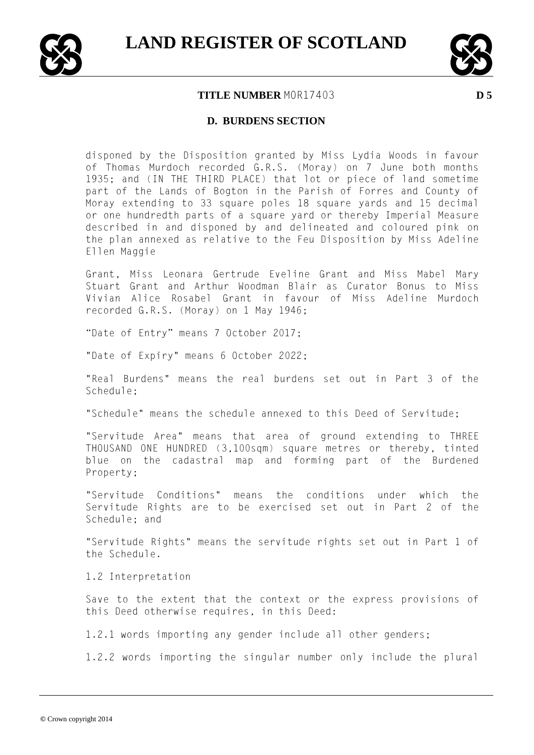**TITLE NUMBER** MOR17403

## D. BURDENS SECTION

disponed by the Disposition granted by Miss Lydia Woods in favour of Thomas Murdoch recorded G.R.S. (Moray) on 7 June both months 1935; and (IN THE THIRD PLACE) that lot or piece of land sometime part of the Lands of Bogton in the Parish of Forres and County of Moray extending to 33 square poles 18 square yards and 15 decimal or one hundredth parts of a square yard or thereby Imperial Measure described in and disponed by and delineated and coloured pink on the plan annexed as relative to the Feu Disposition by Miss Adeline Ellen Maggie

Grant, Miss Leonara Gertrude Eveline Grant and Miss Mabel Mary Stuart Grant and Arthur Woodman Blair as Curator Bonus to Miss Vivian Alice Rosabel Grant in favour of Miss Adeline Murdoch recorded G.R.S. (Moray) on 1 May 1946;

“Date of Entry” means 7 October 2017;

"Date of Expiry" means 6 October 2022;

"Real Burdens" means the real burdens set out in Part 3 of the Schedule;

"Schedule" means the schedule annexed to this Deed of Servitude;

"Servitude Area" means that area of ground extending to THREE THOUSAND ONE HUNDRED (3,100sqm) square metres or thereby, tinted blue on the cadastral map and forming part of the Burdened Property;

"Servitude Conditions" means the conditions under which the Servitude Rights are to be exercised set out in Part 2 of the Schedule; and

"Servitude Rights" means the servitude rights set out in Part 1 of the Schedule.

1.2 Interpretation

Save to the extent that the context or the express provisions of this Deed otherwise requires, in this Deed:

1.2.1 words importing any gender include all other genders;

1.2.2 words importing the singular number only include the plural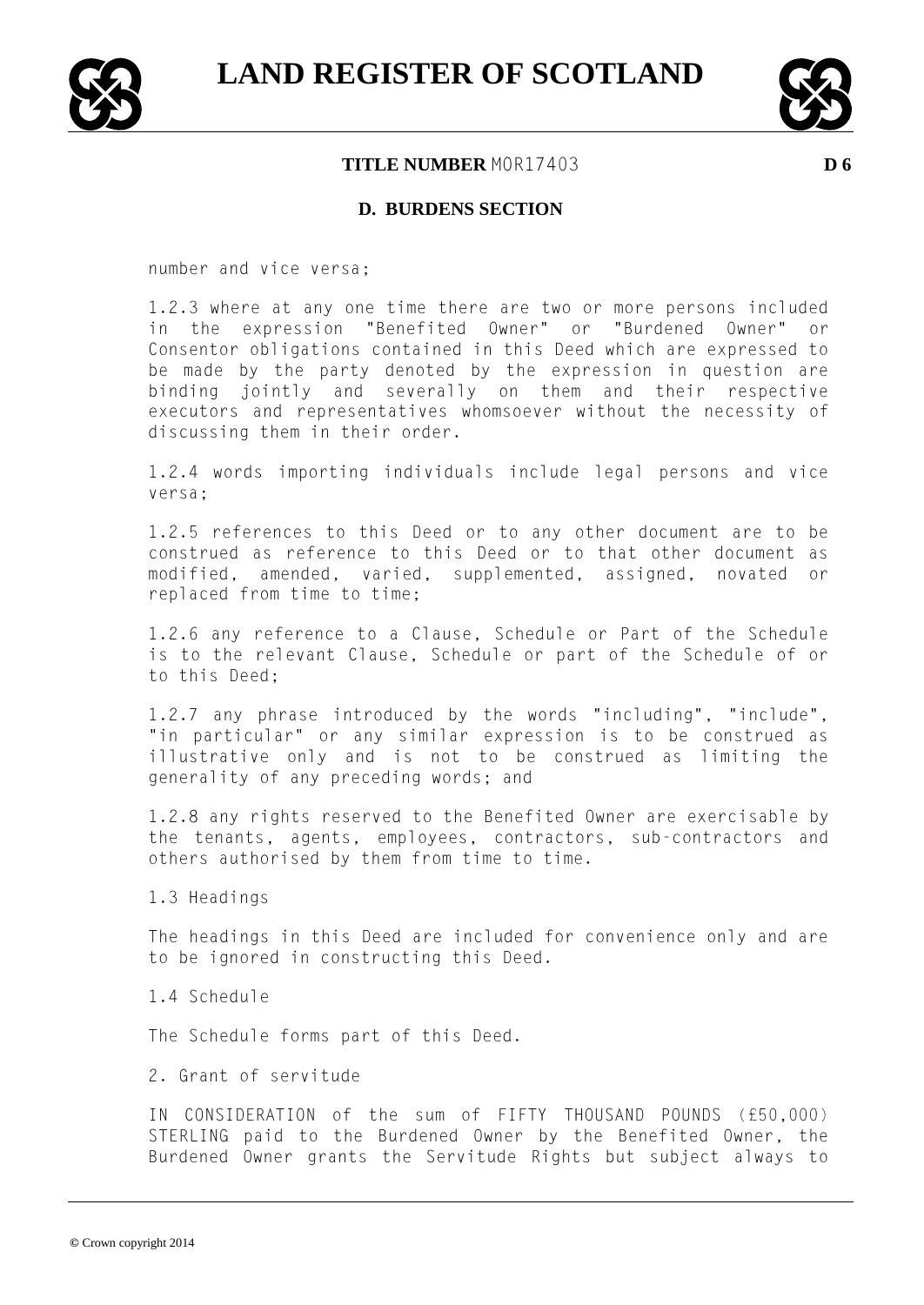number and vice versa;

1.2.3 where at any one time there are two or more persons included in the expression "Benefited Owner" or "Burdened Owner" or Consentor obligations contained in this Deed which are expressed to be made by the party denoted by the expression in question are binding jointly and severally on them and their respective executors and representatives whomsoever without the necessity of discussing them in their order.

1.2.4 words importing individuals include legal persons and vice versa;

1.2.5 references to this Deed or to any other document are to be construed as reference to this Deed or to that other document as modified, amended, varied, supplemented, assigned, novated or replaced from time to time;

1.2.6 any reference to a Clause, Schedule or Part of the Schedule is to the relevant Clause, Schedule or part of the Schedule of or to this Deed;

1.2.7 any phrase introduced by the words "including", "include", "in particular" or any similar expression is to be construed as illustrative only and is not to be construed as limiting the generality of any preceding words; and

1.2.8 any rights reserved to the Benefited Owner are exercisable by the tenants, agents, employees, contractors, sub-contractors and others authorised by them from time to time.

1.3 Headings

The headings in this Deed are included for convenience only and are to be ignored in constructing this Deed.

1.4 Schedule

The Schedule forms part of this Deed.

2. Grant of servitude

IN CONSIDERATION of the sum of FIFTY THOUSAND POUNDS (£50,000) STERLING paid to the Burdened Owner by the Benefited Owner, the Burdened Owner grants the Servitude Rights but subject always to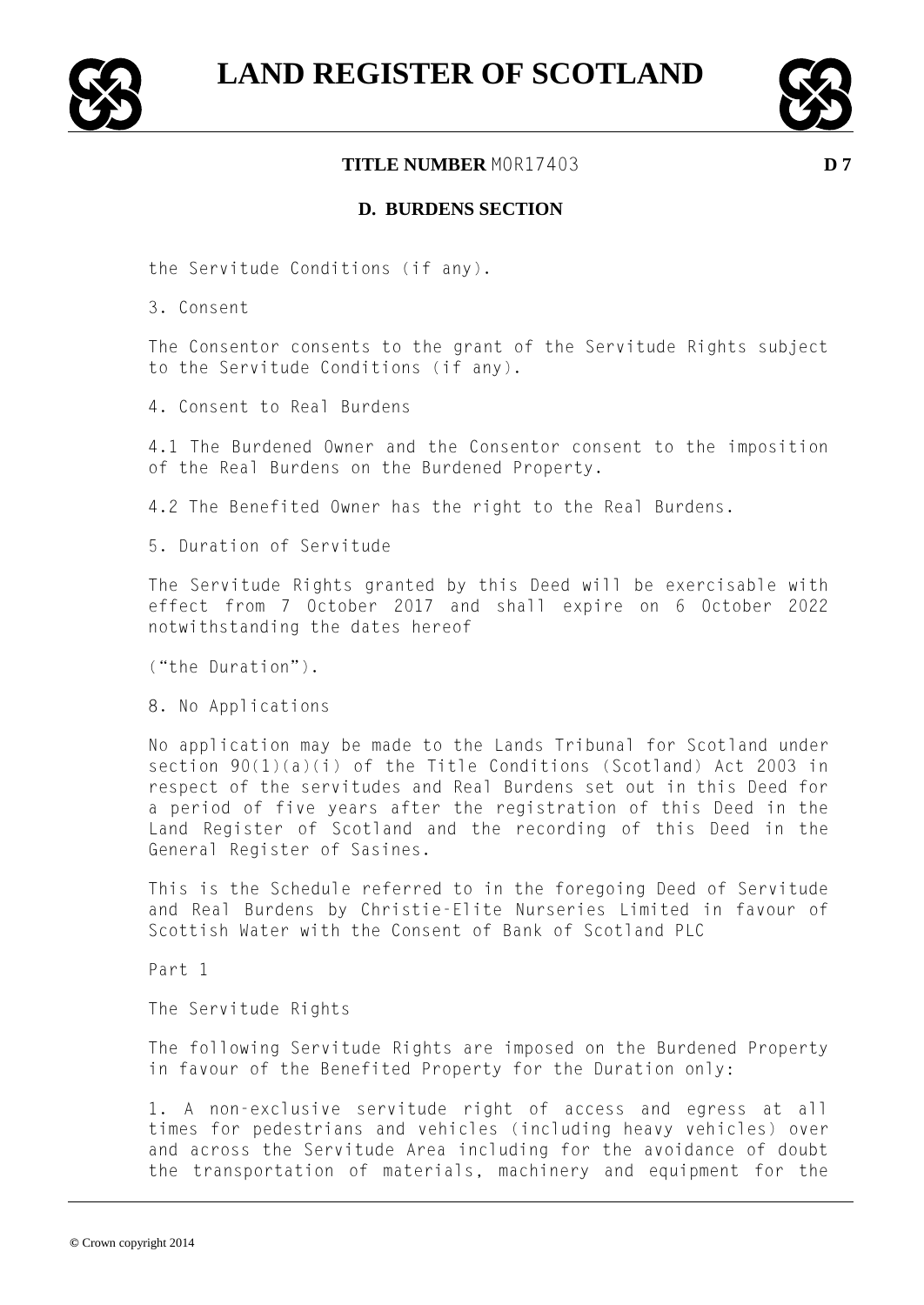**TITLE NUMBER** MOR17403 **D 7**

## D. BURDENS SECTION

the Servitude Conditions (if any).

3. Consent

The Consentor consents to the grant of the Servitude Rights subject to the Servitude Conditions (if any).

4. Consent to Real Burdens

4.1 The Burdened Owner and the Consentor consent to the imposition of the Real Burdens on the Burdened Property.

4.2 The Benefited Owner has the right to the Real Burdens.

5. Duration of Servitude

The Servitude Rights granted by this Deed will be exercisable with effect from 7 October 2017 and shall expire on 6 October 2022 notwithstanding the dates hereof

("the Duration").

8. No Applications

No application may be made to the Lands Tribunal for Scotland under section 90(1)(a)(i) of the Title Conditions (Scotland) Act 2003 in respect of the servitudes and Real Burdens set out in this Deed for a period of five years after the registration of this Deed in the Land Register of Scotland and the recording of this Deed in the General Register of Sasines.

This is the Schedule referred to in the foregoing Deed of Servitude and Real Burdens by Christie-Elite Nurseries Limited in favour of Scottish Water with the Consent of Bank of Scotland PLC

Part 1

The Servitude Rights

The following Servitude Rights are imposed on the Burdened Property in favour of the Benefited Property for the Duration only:

1. A non-exclusive servitude right of access and egress at all times for pedestrians and vehicles (including heavy vehicles) over and across the Servitude Area including for the avoidance of doubt the transportation of materials, machinery and equipment for the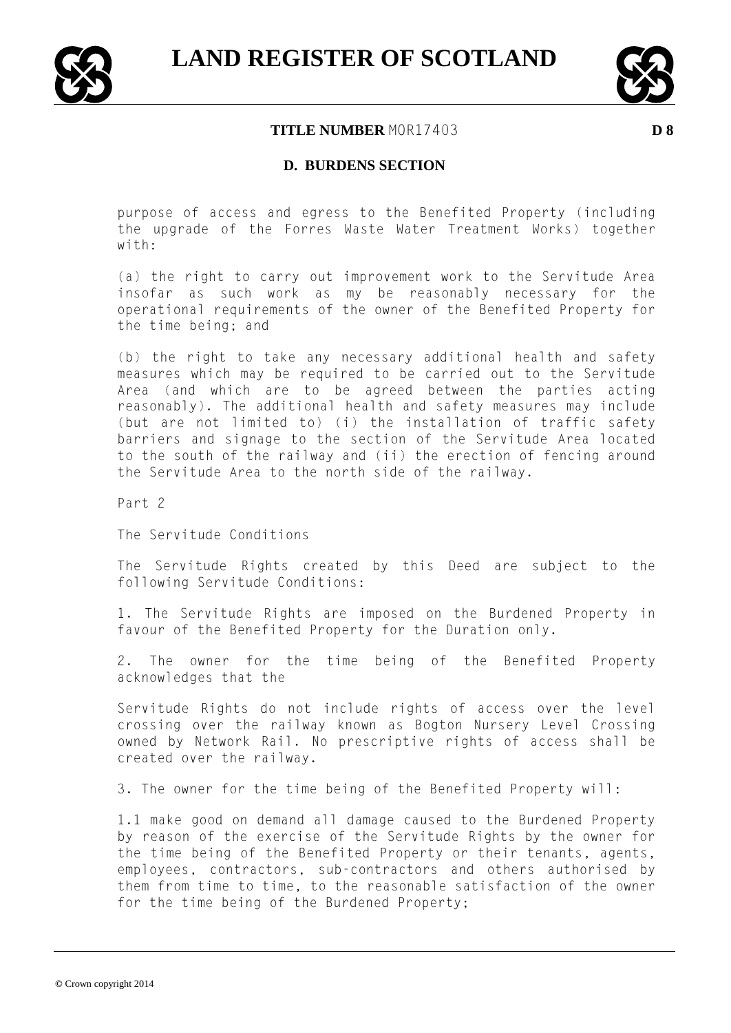**TITLE NUMBER** MOR17403 **D 8**

## D. BURDENS SECTION

purpose of access and egress to the Benefited Property (including the upgrade of the Forres Waste Water Treatment Works) together with:

(a) the right to carry out improvement work to the Servitude Area insofar as such work as my be reasonably necessary for the operational requirements of the owner of the Benefited Property for the time being; and

(b) the right to take any necessary additional health and safety measures which may be required to be carried out to the Servitude Area (and which are to be agreed between the parties acting reasonably). The additional health and safety measures may include (but are not limited to) (i) the installation of traffic safety barriers and signage to the section of the Servitude Area located to the south of the railway and (ii) the erection of fencing around the Servitude Area to the north side of the railway.

Part 2

The Servitude Conditions

The Servitude Rights created by this Deed are subject to the following Servitude Conditions:

1. The Servitude Rights are imposed on the Burdened Property in favour of the Benefited Property for the Duration only.

2. The owner for the time being of the Benefited Property acknowledges that the

Servitude Rights do not include rights of access over the level crossing over the railway known as Bogton Nursery Level Crossing owned by Network Rail. No prescriptive rights of access shall be created over the railway.

3. The owner for the time being of the Benefited Property will:

1.1 make good on demand all damage caused to the Burdened Property by reason of the exercise of the Servitude Rights by the owner for the time being of the Benefited Property or their tenants, agents, employees, contractors, sub-contractors and others authorised by them from time to time, to the reasonable satisfaction of the owner for the time being of the Burdened Property;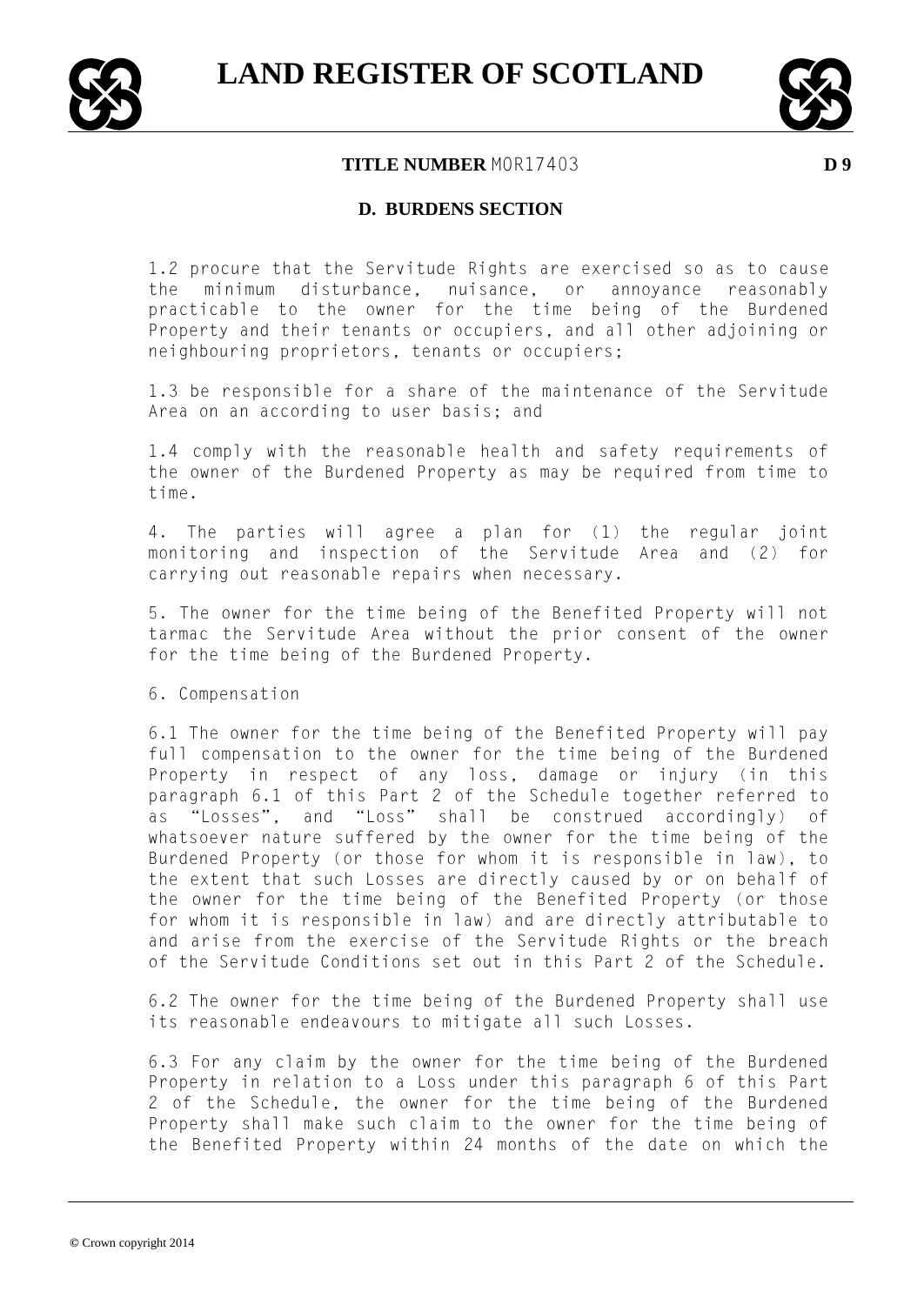1.2 procure that the Servitude Rights are exercised so as to cause the minimum disturbance, nuisance, or annoyance reasonably practicable to the owner for the time being of the Burdened Property and their tenants or occupiers, and all other adjoining or neighbouring proprietors, tenants or occupiers;

1.3 be responsible for a share of the maintenance of the Servitude Area on an according to user basis; and

1.4 comply with the reasonable health and safety requirements of the owner of the Burdened Property as may be required from time to time.

4. The parties will agree a plan for (1) the regular joint monitoring and inspection of the Servitude Area and (2) for carrying out reasonable repairs when necessary.

5. The owner for the time being of the Benefited Property will not tarmac the Servitude Area without the prior consent of the owner for the time being of the Burdened Property.

6. Compensation

6.1 The owner for the time being of the Benefited Property will pay full compensation to the owner for the time being of the Burdened Property in respect of any loss, damage or injury (in this paragraph 6.1 of this Part 2 of the Schedule together referred to as "Losses", and "Loss" shall be construed accordingly) of whatsoever nature suffered by the owner for the time being of the Burdened Property (or those for whom it is responsible in law), to the extent that such Losses are directly caused by or on behalf of the owner for the time being of the Benefited Property (or those for whom it is responsible in law) and are directly attributable to and arise from the exercise of the Servitude Rights or the breach of the Servitude Conditions set out in this Part 2 of the Schedule.

6.2 The owner for the time being of the Burdened Property shall use its reasonable endeavours to mitigate all such Losses.

6.3 For any claim by the owner for the time being of the Burdened Property in relation to a Loss under this paragraph 6 of this Part 2 of the Schedule, the owner for the time being of the Burdened Property shall make such claim to the owner for the time being of the Benefited Property within 24 months of the date on which the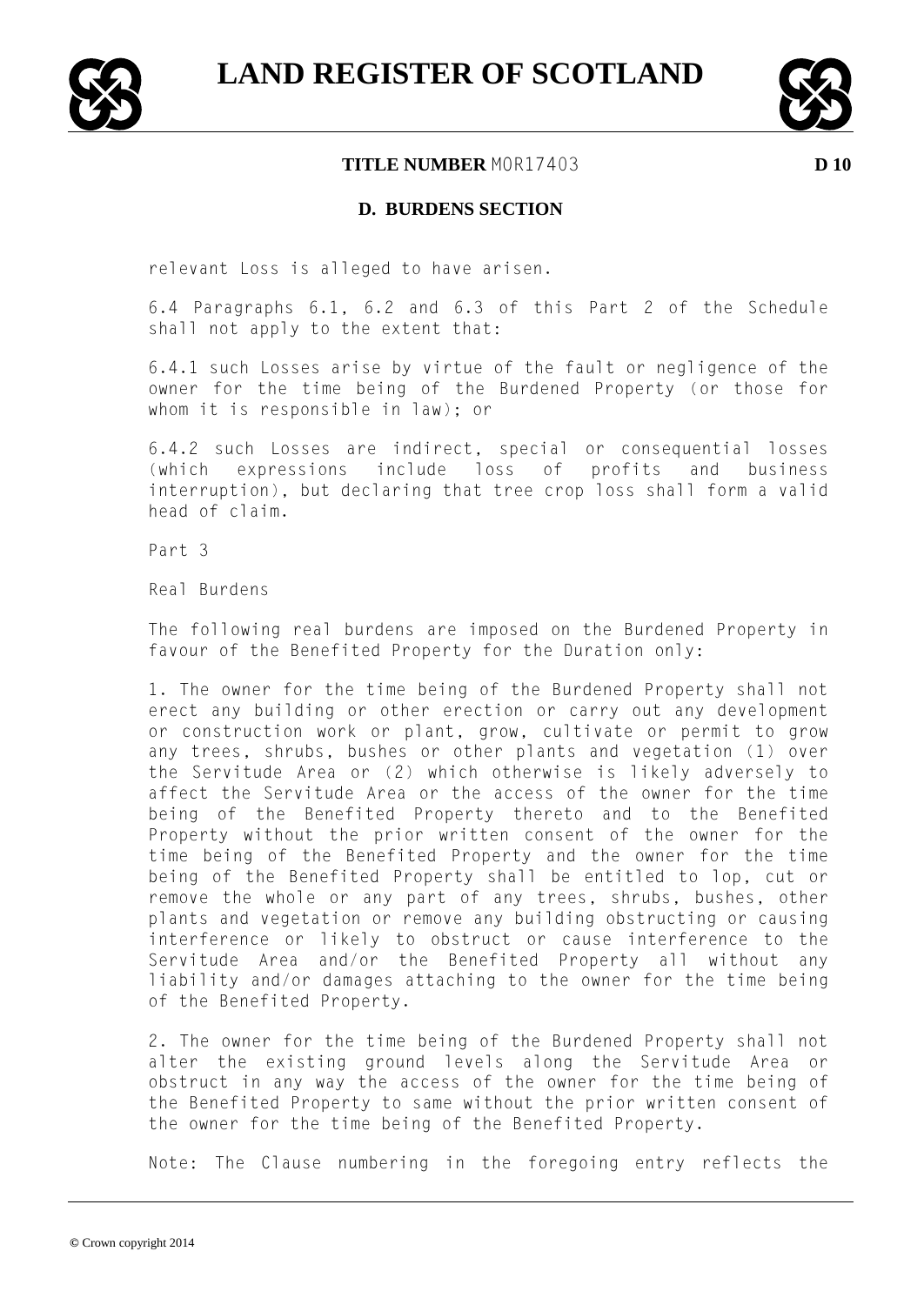**TITLE NUMBER** MOR17403

## D. BURDENS SECTION

relevant Loss is alleged to have arisen.

6.4 Paragraphs 6.1, 6.2 and 6.3 of this Part 2 of the Schedule shall not apply to the extent that:

6.4.1 such Losses arise by virtue of the fault or negligence of the owner for the time being of the Burdened Property (or those for whom it is responsible in law); or

6.4.2 such Losses are indirect, special or consequential losses (which expressions include loss of profits and business interruption), but declaring that tree crop loss shall form a valid head of claim.

Part 3

Real Burdens

The following real burdens are imposed on the Burdened Property in favour of the Benefited Property for the Duration only:

1. The owner for the time being of the Burdened Property shall not erect any building or other erection or carry out any development or construction work or plant, grow, cultivate or permit to grow any trees, shrubs, bushes or other plants and vegetation (1) over the Servitude Area or (2) which otherwise is likely adversely to affect the Servitude Area or the access of the owner for the time being of the Benefited Property thereto and to the Benefited Property without the prior written consent of the owner for the time being of the Benefited Property and the owner for the time being of the Benefited Property shall be entitled to lop, cut or remove the whole or any part of any trees, shrubs, bushes, other plants and vegetation or remove any building obstructing or causing interference or likely to obstruct or cause interference to the Servitude Area and/or the Benefited Property all without any liability and/or damages attaching to the owner for the time being of the Benefited Property.

2. The owner for the time being of the Burdened Property shall not alter the existing ground levels along the Servitude Area or obstruct in any way the access of the owner for the time being of the Benefited Property to same without the prior written consent of the owner for the time being of the Benefited Property.

Note: The Clause numbering in the foregoing entry reflects the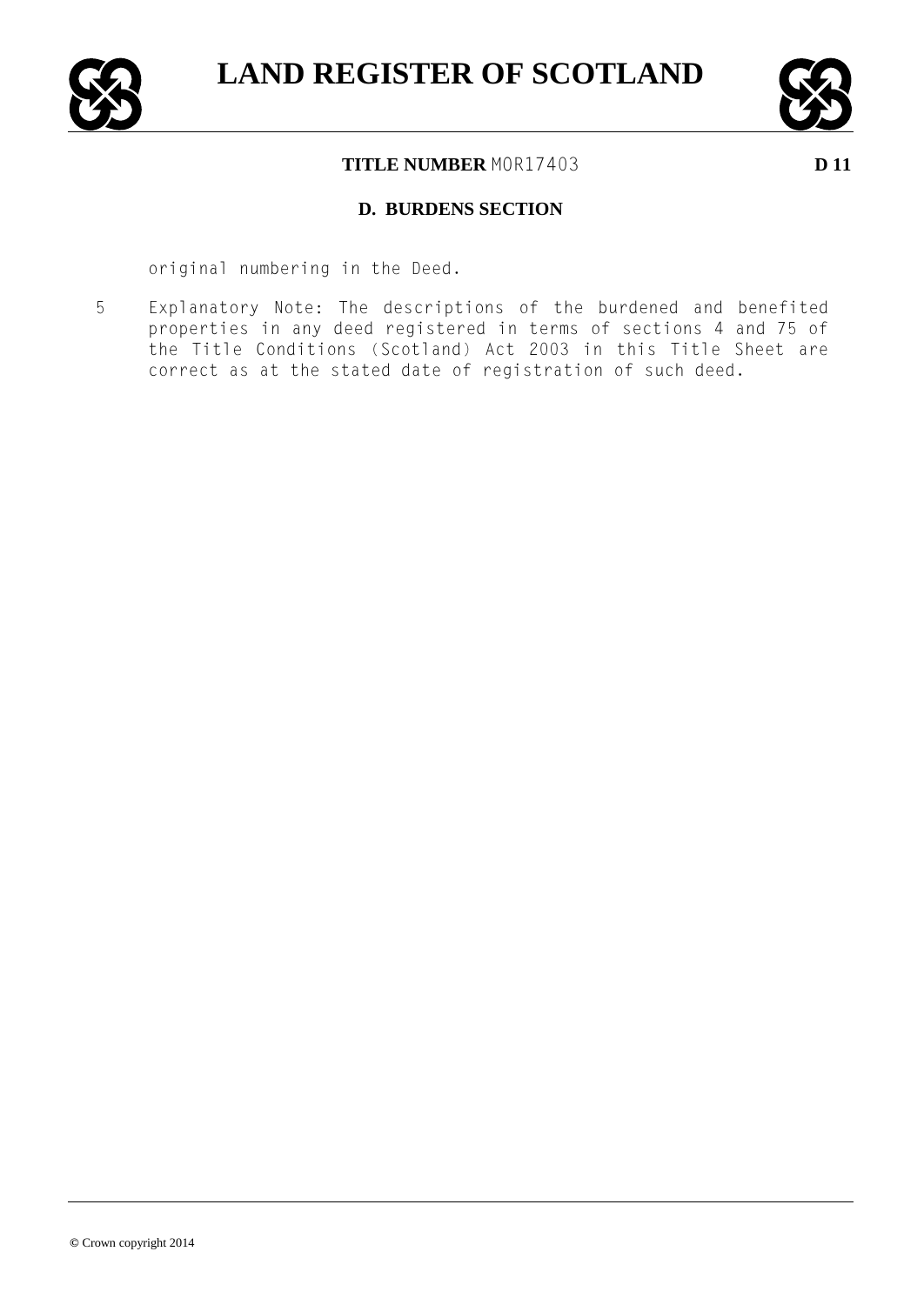**TITLE NUMBER** MOR17403

## D. BURDENS SECTION

original numbering in the Deed.

5 Explanatory Note: The descriptions of the burdened and benefited properties in any deed registered in terms of sections 4 and 75 of the Title Conditions (Scotland) Act 2003 in this Title Sheet are correct as at the stated date of registration of such deed.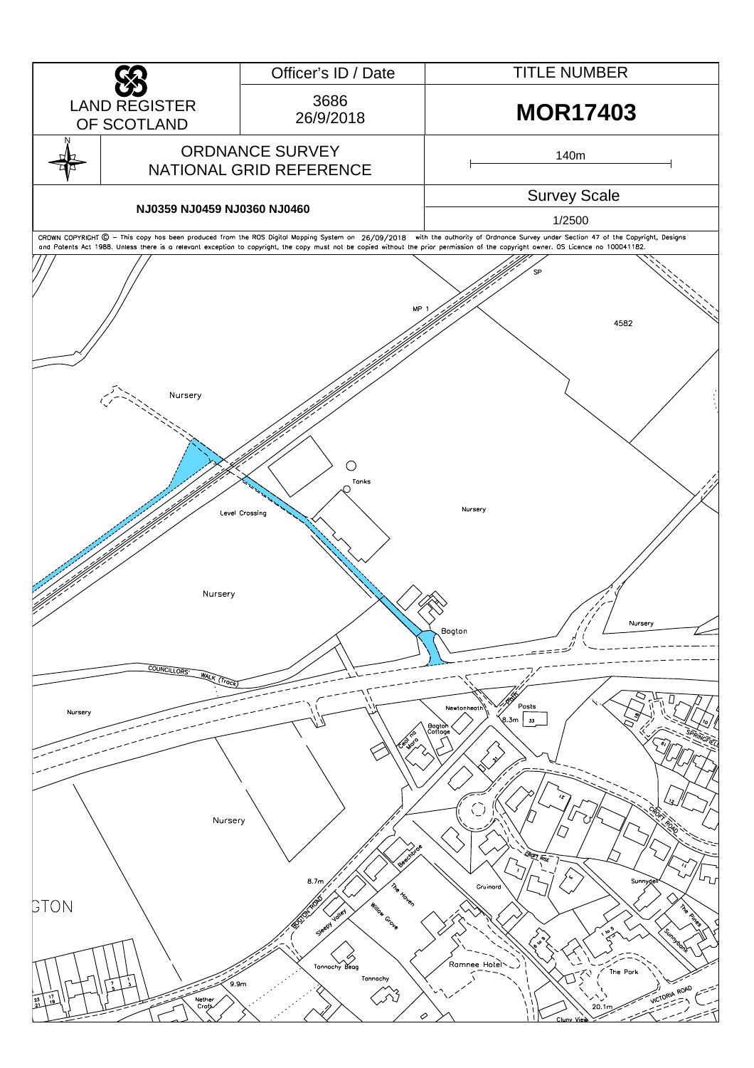| LAND REGISTER OF SCOTLAND | Officer's ID / Date | TITLE NUMBER |
| --- | --- | --- |
| | 3686 26/9/2018 | **MOR17403** |

| N | ORDNANCE SURVEY NATIONAL GRID REFERENCE | 140m |
| --- | --- | --- |
| NJ0359 NJ0459 NJ0360 NJ0460 | | Survey Scale 1/2500 |

CROWN COPYRIGHT © – This copy has been produced from the ROS Digital Mapping System on 26/09/2018 with the authority of Ordnance Survey under Section 47 of the Copyright, Designs and Patents Act 1988. Unless there is a relevant exception to copyright, the copy must not be copied without the prior permission of the copyright owner. OS Licence no 100041182.

SP
MP 1
4582
Nursery
Tanks
Level Crossing
Nursery
Nursery
Bogton
Nursery
COUNCILLORS' WALK (Track)
Nursery
Newtonheath
Path
Posts
8.3m
33
Bogton Cottage
Caol na Mara
31
SPRINGFIELD
CROFT ROAD
Nursery
CROFT RISE
Beechbrae
8.7m
The Haven
Gruinard
Sunnydell
BOGTON ROAD
Sleepy Valley
Willow Grove
The Pines
Sunnybank
GTON
Tannochy Beag
Tannachy
Ramnee Hotel
The Park
9.9m
Nether Croft
VICTORIA ROAD
20.1m
Cluny View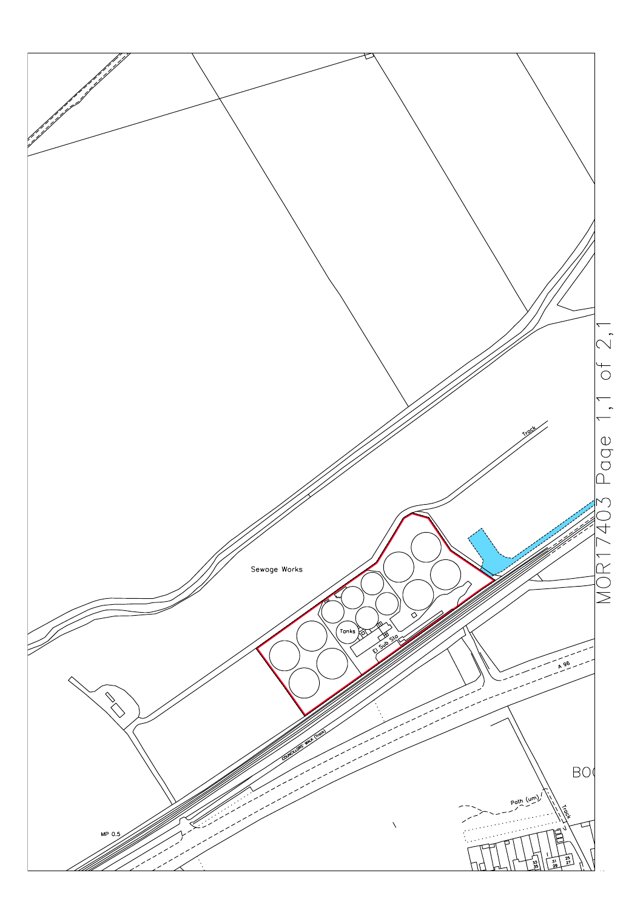MOR17403 Page 1,1 of 2,1

Sewage Works

Track

Tanks

El Sub Sta

A 96

COUNCILLORS' WALK (Track)

MP 0.5

BO

Path (um)

Track

53
35

31
29

25
27